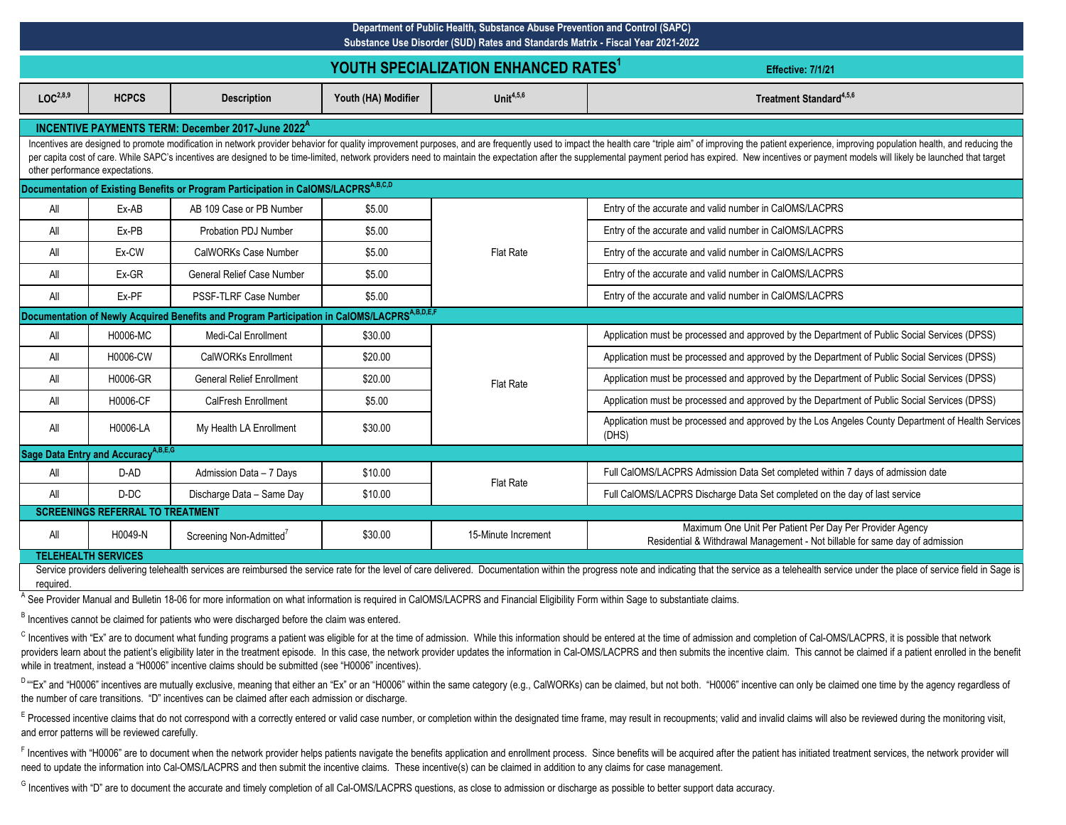Department of Public Health, Substance Abuse Prevention and Control (SAPC)

Substance Use Disorder (SUD) Rates and Standards Matrix - Fiscal Year 2021-2022

# YOUTH SPECIALIZATION ENHANCED RATES[1]

Effective: 7/1/21

| LOC[2,8,9] | HCPCS | Description | Youth (HA) Modifier | Unit[4,5,6] | Treatment Standard[4,5,6] |
|---|---|---|---|---|---|
| **INCENTIVE PAYMENTS TERM: December 2017-June 2022[A]** | | | | | |
| Incentives are designed to promote modification in network provider behavior for quality improvement purposes, and are frequently used to impact the health care "triple aim" of improving the patient experience, improving population health, and reducing the per capita cost of care. While SAPC's incentives are designed to be time-limited, network providers need to maintain the expectation after the supplemental payment period has expired. New incentives or payment models will likely be launched that target other performance expectations. | | | | | |
| **Documentation of Existing Benefits or Program Participation in CalOMS/LACPRS[A,B,C,D]** | | | | | |
| All | Ex-AB | AB 109 Case or PB Number | $5.00 | Flat Rate | Entry of the accurate and valid number in CalOMS/LACPRS |
| All | Ex-PB | Probation PDJ Number | $5.00 | | Entry of the accurate and valid number in CalOMS/LACPRS |
| All | Ex-CW | CalWORKs Case Number | $5.00 | | Entry of the accurate and valid number in CalOMS/LACPRS |
| All | Ex-GR | General Relief Case Number | $5.00 | | Entry of the accurate and valid number in CalOMS/LACPRS |
| All | Ex-PF | PSSF-TLRF Case Number | $5.00 | | Entry of the accurate and valid number in CalOMS/LACPRS |
| **Documentation of Newly Acquired Benefits and Program Participation in CalOMS/LACPRS[A,B,D,E,F]** | | | | | |
| All | H0006-MC | Medi-Cal Enrollment | $30.00 | Flat Rate | Application must be processed and approved by the Department of Public Social Services (DPSS) |
| All | H0006-CW | CalWORKs Enrollment | $20.00 | | Application must be processed and approved by the Department of Public Social Services (DPSS) |
| All | H0006-GR | General Relief Enrollment | $20.00 | | Application must be processed and approved by the Department of Public Social Services (DPSS) |
| All | H0006-CF | CalFresh Enrollment | $5.00 | | Application must be processed and approved by the Department of Public Social Services (DPSS) |
| All | H0006-LA | My Health LA Enrollment | $30.00 | | Application must be processed and approved by the Los Angeles County Department of Health Services (DHS) |
| **Sage Data Entry and Accuracy[A,B,E,G]** | | | | | |
| All | D-AD | Admission Data – 7 Days | $10.00 | Flat Rate | Full CalOMS/LACPRS Admission Data Set completed within 7 days of admission date |
| All | D-DC | Discharge Data – Same Day | $10.00 | | Full CalOMS/LACPRS Discharge Data Set completed on the day of last service |
| **SCREENINGS REFERRAL TO TREATMENT** | | | | | |
| All | H0049-N | Screening Non-Admitted[7] | $30.00 | 15-Minute Increment | Maximum One Unit Per Patient Per Day Per Provider Agency<br>Residential & Withdrawal Management - Not billable for same day of admission |
| **TELEHEALTH SERVICES** | | | | | |
| Service providers delivering telehealth services are reimbursed the service rate for the level of care delivered. Documentation within the progress note and indicating that the service as a telehealth service under the place of service field in Sage is required. | | | | | |

[A] See Provider Manual and Bulletin 18-06 for more information on what information is required in CalOMS/LACPRS and Financial Eligibility Form within Sage to substantiate claims.

[B] Incentives cannot be claimed for patients who were discharged before the claim was entered.

[C] Incentives with "Ex" are to document what funding programs a patient was eligible for at the time of admission. While this information should be entered at the time of admission and completion of Cal-OMS/LACPRS, it is possible that network providers learn about the patient's eligibility later in the treatment episode. In this case, the network provider updates the information in Cal-OMS/LACPRS and then submits the incentive claim. This cannot be claimed if a patient enrolled in the benefit while in treatment, instead a "H0006" incentive claims should be submitted (see "H0006" incentives).

[D] ""Ex" and "H0006" incentives are mutually exclusive, meaning that either an "Ex" or an "H0006" within the same category (e.g., CalWORKs) can be claimed, but not both. "H0006" incentive can only be claimed one time by the agency regardless of the number of care transitions. "D" incentives can be claimed after each admission or discharge.

[E] Processed incentive claims that do not correspond with a correctly entered or valid case number, or completion within the designated time frame, may result in recoupments; valid and invalid claims will also be reviewed during the monitoring visit, and error patterns will be reviewed carefully.

[F] Incentives with "H0006" are to document when the network provider helps patients navigate the benefits application and enrollment process. Since benefits will be acquired after the patient has initiated treatment services, the network provider will need to update the information into Cal-OMS/LACPRS and then submit the incentive claims. These incentive(s) can be claimed in addition to any claims for case management.

[G] Incentives with "D" are to document the accurate and timely completion of all Cal-OMS/LACPRS questions, as close to admission or discharge as possible to better support data accuracy.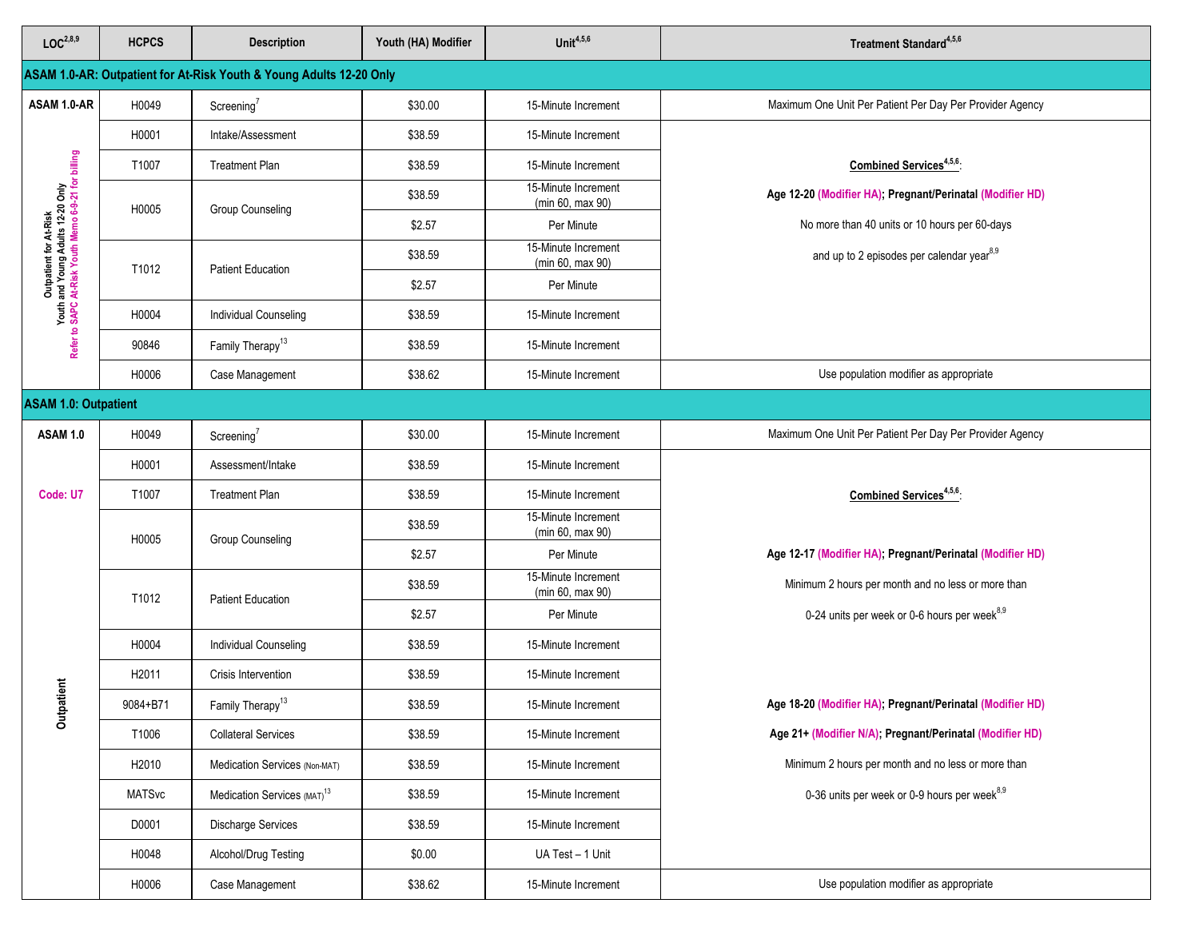| LOC[2,8,9] | HCPCS | Description | Youth (HA) Modifier | Unit[4,5,6] | Treatment Standard[4,5,6] |
|---|---|---|---|---|---|
| **ASAM 1.0-AR: Outpatient for At-Risk Youth & Young Adults 12-20 Only** | | | | | |
| **ASAM 1.0-AR** | H0049 | Screening[7] | $30.00 | 15-Minute Increment | Maximum One Unit Per Patient Per Day Per Provider Agency |
| Outpatient for At-Risk Youth and Young Adults 12-20 Only Refer to SAPC At-Risk Youth Memo 6-9-21 for billing | H0001 | Intake/Assessment | $38.59 | 15-Minute Increment | **Combined Services[4,5,6]:** **Age 12-20 (Modifier HA); Pregnant/Perinatal (Modifier HD)** No more than 40 units or 10 hours per 60-days and up to 2 episodes per calendar year[8,9] |
| | T1007 | Treatment Plan | $38.59 | 15-Minute Increment | |
| | H0005 | Group Counseling | $38.59 | 15-Minute Increment (min 60, max 90) | |
| | | | $2.57 | Per Minute | |
| | T1012 | Patient Education | $38.59 | 15-Minute Increment (min 60, max 90) | |
| | | | $2.57 | Per Minute | |
| | H0004 | Individual Counseling | $38.59 | 15-Minute Increment | |
| | 90846 | Family Therapy[13] | $38.59 | 15-Minute Increment | |
| | H0006 | Case Management | $38.62 | 15-Minute Increment | Use population modifier as appropriate |
| **ASAM 1.0: Outpatient** | | | | | |
| **ASAM 1.0** | H0049 | Screening[7] | $30.00 | 15-Minute Increment | Maximum One Unit Per Patient Per Day Per Provider Agency |
| Code: U7 | H0001 | Assessment/Intake | $38.59 | 15-Minute Increment | **Combined Services[4,5,6]:** **Age 12-17 (Modifier HA); Pregnant/Perinatal (Modifier HD)** Minimum 2 hours per month and no less or more than 0-24 units per week or 0-6 hours per week[8,9] |
| | T1007 | Treatment Plan | $38.59 | 15-Minute Increment | |
| | H0005 | Group Counseling | $38.59 | 15-Minute Increment (min 60, max 90) | |
| | | | $2.57 | Per Minute | |
| | T1012 | Patient Education | $38.59 | 15-Minute Increment (min 60, max 90) | |
| | | | $2.57 | Per Minute | |
| | H0004 | Individual Counseling | $38.59 | 15-Minute Increment | |
| Outpatient | H2011 | Crisis Intervention | $38.59 | 15-Minute Increment | |
| | 9084+B71 | Family Therapy[13] | $38.59 | 15-Minute Increment | **Age 18-20 (Modifier HA); Pregnant/Perinatal (Modifier HD)** **Age 21+ (Modifier N/A); Pregnant/Perinatal (Modifier HD)** Minimum 2 hours per month and no less or more than 0-36 units per week or 0-9 hours per week[8,9] |
| | T1006 | Collateral Services | $38.59 | 15-Minute Increment | |
| | H2010 | Medication Services (Non-MAT) | $38.59 | 15-Minute Increment | |
| | MATSvc | Medication Services (MAT)[13] | $38.59 | 15-Minute Increment | |
| | D0001 | Discharge Services | $38.59 | 15-Minute Increment | |
| | H0048 | Alcohol/Drug Testing | $0.00 | UA Test – 1 Unit | |
| | H0006 | Case Management | $38.62 | 15-Minute Increment | Use population modifier as appropriate |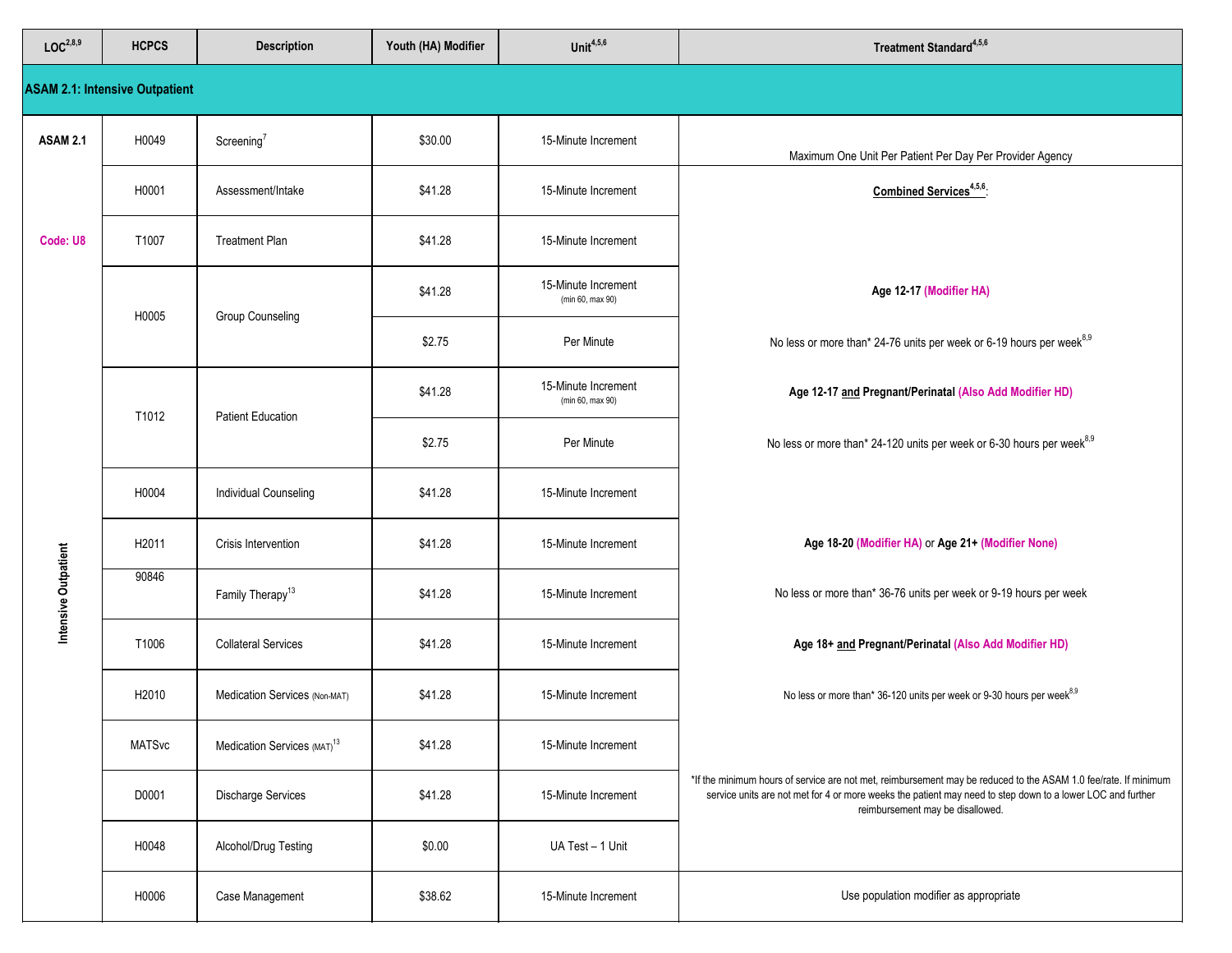| LOC[2,8,9] | HCPCS | Description | Youth (HA) Modifier | Unit[4,5,6] | Treatment Standard[4,5,6] |
|---|---|---|---|---|---|
| **ASAM 2.1: Intensive Outpatient** | | | | | |
| **ASAM 2.1** | H0049 | Screening[7] | $30.00 | 15-Minute Increment | Maximum One Unit Per Patient Per Day Per Provider Agency |
| | H0001 | Assessment/Intake | $41.28 | 15-Minute Increment | **Combined Services[4,5,6]:** |
| Code: U8 | T1007 | Treatment Plan | $41.28 | 15-Minute Increment | |
| | H0005 | Group Counseling | $41.28 | 15-Minute Increment (min 60, max 90) | **Age 12-17** (Modifier HA) |
| | | | $2.75 | Per Minute | No less or more than* 24-76 units per week or 6-19 hours per week[8,9] |
| | T1012 | Patient Education | $41.28 | 15-Minute Increment (min 60, max 90) | **Age 12-17 and Pregnant/Perinatal** (Also Add Modifier HD) |
| | | | $2.75 | Per Minute | No less or more than* 24-120 units per week or 6-30 hours per week[8,9] |
| | H0004 | Individual Counseling | $41.28 | 15-Minute Increment | |
| Intensive Outpatient | H2011 | Crisis Intervention | $41.28 | 15-Minute Increment | **Age 18-20** (Modifier HA) or **Age 21+** (Modifier None) |
| | 90846 | Family Therapy[13] | $41.28 | 15-Minute Increment | No less or more than* 36-76 units per week or 9-19 hours per week |
| | T1006 | Collateral Services | $41.28 | 15-Minute Increment | **Age 18+ and Pregnant/Perinatal** (Also Add Modifier HD) |
| | H2010 | Medication Services (Non-MAT) | $41.28 | 15-Minute Increment | No less or more than* 36-120 units per week or 9-30 hours per week[8,9] |
| | MATSvc | Medication Services (MAT)[13] | $41.28 | 15-Minute Increment | |
| | D0001 | Discharge Services | $41.28 | 15-Minute Increment | *If the minimum hours of service are not met, reimbursement may be reduced to the ASAM 1.0 fee/rate. If minimum service units are not met for 4 or more weeks the patient may need to step down to a lower LOC and further reimbursement may be disallowed. |
| | H0048 | Alcohol/Drug Testing | $0.00 | UA Test – 1 Unit | |
| | H0006 | Case Management | $38.62 | 15-Minute Increment | Use population modifier as appropriate |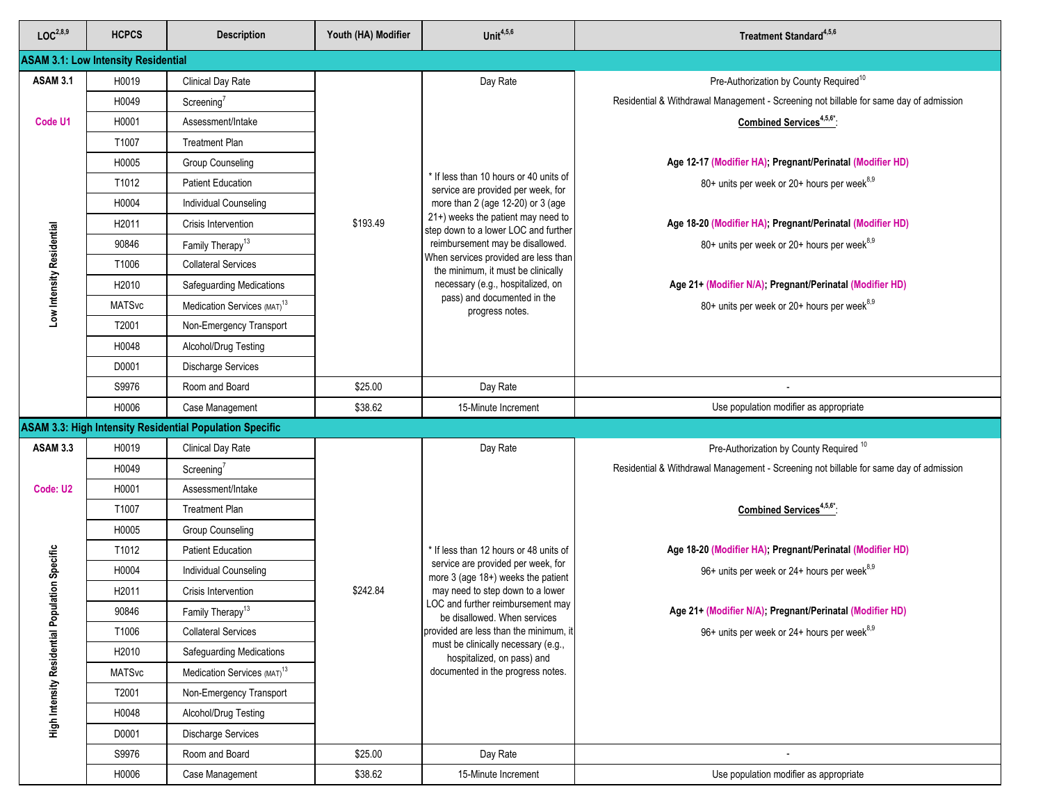| LOC[2,8,9] | HCPCS | Description | Youth (HA) Modifier | Unit[4,5,6] | Treatment Standard[4,5,6] |
|---|---|---|---|---|---|
| **ASAM 3.1: Low Intensity Residential** | | | | | |
| **ASAM 3.1** | H0019 | Clinical Day Rate | $193.49 | Day Rate | Pre-Authorization by County Required[10] |
| | H0049 | Screening[7] | | | Residential & Withdrawal Management - Screening not billable for same day of admission |
| Code U1 | H0001 | Assessment/Intake | | | **Combined Services[4,5,6*]:** |
| | T1007 | Treatment Plan | | | |
| | H0005 | Group Counseling | | | **Age 12-17 (Modifier HA); Pregnant/Perinatal (Modifier HD)** |
| | T1012 | Patient Education | | * If less than 10 hours or 40 units of service are provided per week, for more than 2 (age 12-20) or 3 (age 21+) weeks the patient may need to step down to a lower LOC and further reimbursement may be disallowed. When services provided are less than the minimum, it must be clinically necessary (e.g., hospitalized, on pass) and documented in the progress notes. | 80+ units per week or 20+ hours per week[8,9] |
| | H0004 | Individual Counseling | | | |
| Low Intensity Residential | H2011 | Crisis Intervention | | | **Age 18-20 (Modifier HA); Pregnant/Perinatal (Modifier HD)** |
| | 90846 | Family Therapy[13] | | | 80+ units per week or 20+ hours per week[8,9] |
| | T1006 | Collateral Services | | | |
| | H2010 | Safeguarding Medications | | | **Age 21+ (Modifier N/A); Pregnant/Perinatal (Modifier HD)** |
| | MATSvc | Medication Services (MAT)[13] | | | 80+ units per week or 20+ hours per week[8,9] |
| | T2001 | Non-Emergency Transport | | | |
| | H0048 | Alcohol/Drug Testing | | | |
| | D0001 | Discharge Services | | | |
| | S9976 | Room and Board | $25.00 | Day Rate | - |
| | H0006 | Case Management | $38.62 | 15-Minute Increment | Use population modifier as appropriate |
| **ASAM 3.3: High Intensity Residential Population Specific** | | | | | |
| **ASAM 3.3** | H0019 | Clinical Day Rate | $242.84 | Day Rate | Pre-Authorization by County Required[10] |
| | H0049 | Screening[7] | | | Residential & Withdrawal Management - Screening not billable for same day of admission |
| Code: U2 | H0001 | Assessment/Intake | | | |
| | T1007 | Treatment Plan | | | **Combined Services[4,5,6*]:** |
| | H0005 | Group Counseling | | | |
| | T1012 | Patient Education | | * If less than 12 hours or 48 units of service are provided per week, for more 3 (age 18+) weeks the patient may need to step down to a lower LOC and further reimbursement may be disallowed. When services provided are less than the minimum, it must be clinically necessary (e.g., hospitalized, on pass) and documented in the progress notes. | **Age 18-20 (Modifier HA); Pregnant/Perinatal (Modifier HD)** |
| | H0004 | Individual Counseling | | | 96+ units per week or 24+ hours per week[8,9] |
| High Intensity Residential Population Specific | H2011 | Crisis Intervention | | | |
| | 90846 | Family Therapy[13] | | | **Age 21+ (Modifier N/A); Pregnant/Perinatal (Modifier HD)** |
| | T1006 | Collateral Services | | | 96+ units per week or 24+ hours per week[8,9] |
| | H2010 | Safeguarding Medications | | | |
| | MATSvc | Medication Services (MAT)[13] | | | |
| | T2001 | Non-Emergency Transport | | | |
| | H0048 | Alcohol/Drug Testing | | | |
| | D0001 | Discharge Services | | | |
| | S9976 | Room and Board | $25.00 | Day Rate | - |
| | H0006 | Case Management | $38.62 | 15-Minute Increment | Use population modifier as appropriate |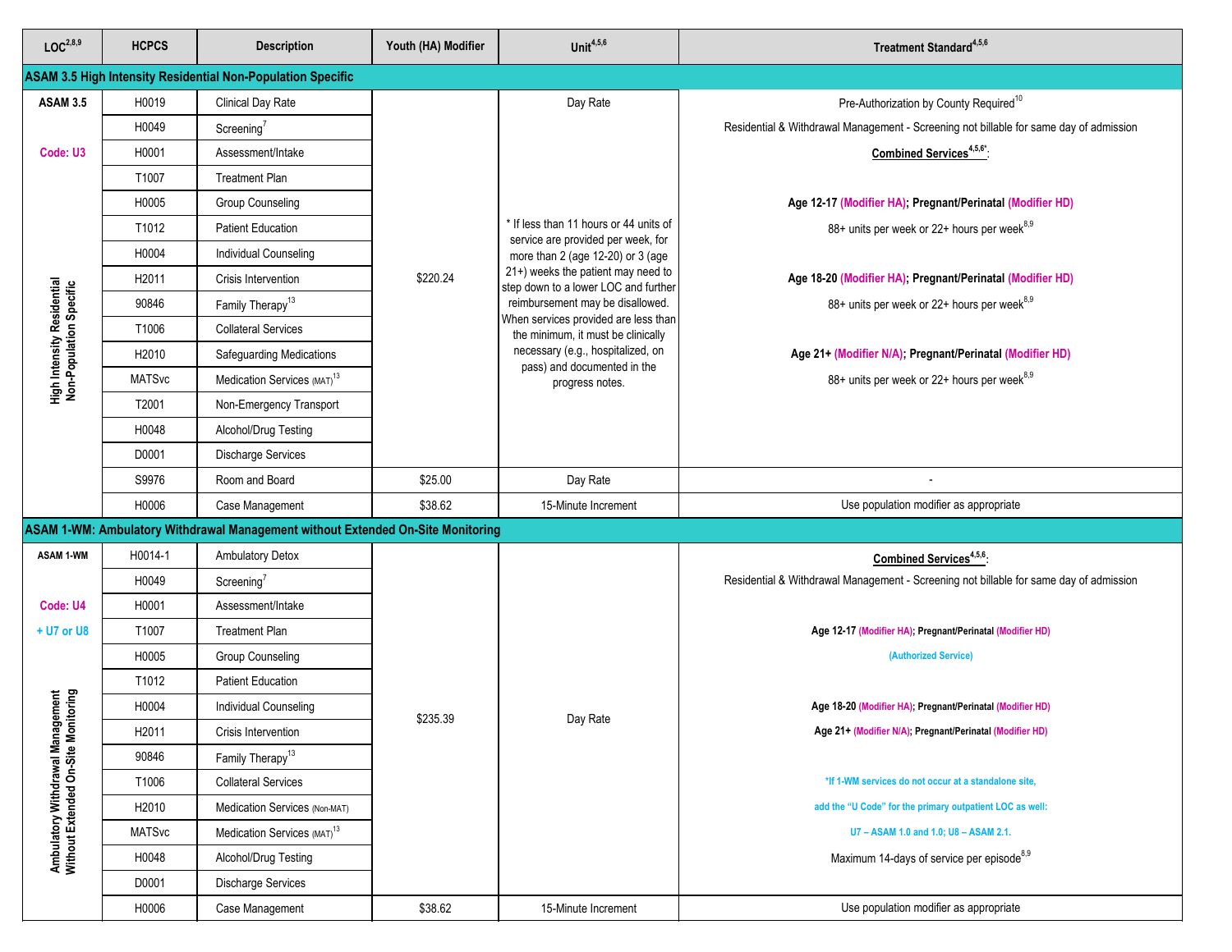| LOC[2,8,9] | HCPCS | Description | Youth (HA) Modifier | Unit[4,5,6] | Treatment Standard[4,5,6] |
|---|---|---|---|---|---|
| **ASAM 3.5 High Intensity Residential Non-Population Specific** | | | | | |
| **ASAM 3.5** | H0019 | Clinical Day Rate | $220.24 | Day Rate | Pre-Authorization by County Required[10] |
| | H0049 | Screening[7] | | | Residential & Withdrawal Management - Screening not billable for same day of admission |
| **Code: U3** | H0001 | Assessment/Intake | | | **Combined Services[4,5,6*]:** |
| | T1007 | Treatment Plan | | | |
| | H0005 | Group Counseling | | | **Age 12-17 (Modifier HA); Pregnant/Perinatal (Modifier HD)** |
| | T1012 | Patient Education | | * If less than 11 hours or 44 units of service are provided per week, for more than 2 (age 12-20) or 3 (age 21+) weeks the patient may need to step down to a lower LOC and further reimbursement may be disallowed. When services provided are less than the minimum, it must be clinically necessary (e.g., hospitalized, on pass) and documented in the progress notes. | 88+ units per week or 22+ hours per week[8,9] |
| High Intensity Residential Non-Population Specific | H0004 | Individual Counseling | | | |
| | H2011 | Crisis Intervention | | | **Age 18-20 (Modifier HA); Pregnant/Perinatal (Modifier HD)** |
| | 90846 | Family Therapy[13] | | | 88+ units per week or 22+ hours per week[8,9] |
| | T1006 | Collateral Services | | | |
| | H2010 | Safeguarding Medications | | | **Age 21+ (Modifier N/A); Pregnant/Perinatal (Modifier HD)** |
| | MATSvc | Medication Services (MAT)[13] | | | 88+ units per week or 22+ hours per week[8,9] |
| | T2001 | Non-Emergency Transport | | | |
| | H0048 | Alcohol/Drug Testing | | | |
| | D0001 | Discharge Services | | | |
| | S9976 | Room and Board | $25.00 | Day Rate | - |
| | H0006 | Case Management | $38.62 | 15-Minute Increment | Use population modifier as appropriate |
| **ASAM 1-WM: Ambulatory Withdrawal Management without Extended On-Site Monitoring** | | | | | |
| **ASAM 1-WM** | H0014-1 | Ambulatory Detox | $235.39 | Day Rate | **Combined Services[4,5,6]:** |
| | H0049 | Screening[7] | | | Residential & Withdrawal Management - Screening not billable for same day of admission |
| **Code: U4** | H0001 | Assessment/Intake | | | |
| **+ U7 or U8** | T1007 | Treatment Plan | | | **Age 12-17 (Modifier HA); Pregnant/Perinatal (Modifier HD)** |
| | H0005 | Group Counseling | | | (Authorized Service) |
| | T1012 | Patient Education | | | |
| Ambulatory Withdrawal Management Without Extended On-Site Monitoring | H0004 | Individual Counseling | | | **Age 18-20 (Modifier HA); Pregnant/Perinatal (Modifier HD)** |
| | H2011 | Crisis Intervention | | | **Age 21+ (Modifier N/A); Pregnant/Perinatal (Modifier HD)** |
| | 90846 | Family Therapy[13] | | | |
| | T1006 | Collateral Services | | | *If 1-WM services do not occur at a standalone site, |
| | H2010 | Medication Services (Non-MAT) | | | add the "U Code" for the primary outpatient LOC as well: |
| | MATSvc | Medication Services (MAT)[13] | | | U7 – ASAM 1.0 and 1.0; U8 – ASAM 2.1. |
| | H0048 | Alcohol/Drug Testing | | | Maximum 14-days of service per episode[8,9] |
| | D0001 | Discharge Services | | | |
| | H0006 | Case Management | $38.62 | 15-Minute Increment | Use population modifier as appropriate |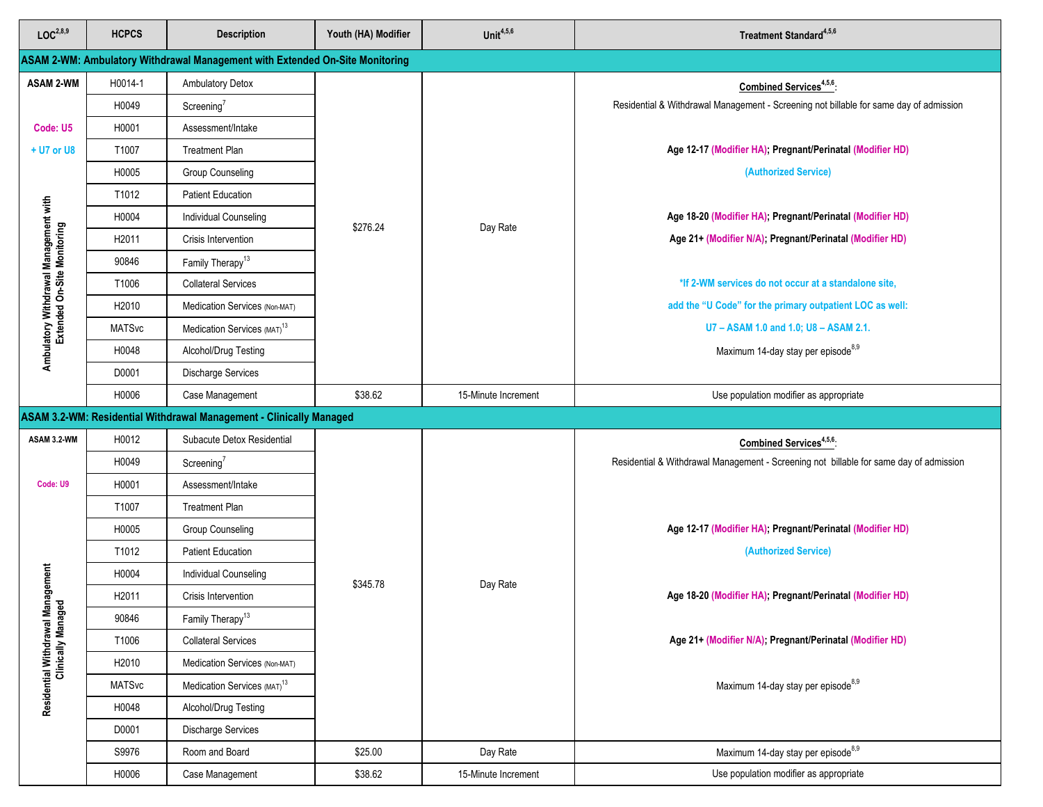| LOC[2,8,9] | HCPCS | Description | Youth (HA) Modifier | Unit[4,5,6] | Treatment Standard[4,5,6] |
|---|---|---|---|---|---|
| **ASAM 2-WM: Ambulatory Withdrawal Management with Extended On-Site Monitoring** | | | | | |
| **ASAM 2-WM** Code: U5 + U7 or U8 Ambulatory Withdrawal Management with Extended On-Site Monitoring | H0014-1 | Ambulatory Detox | $276.24 | Day Rate | **Combined Services[4,5,6]:** Residential & Withdrawal Management - Screening not billable for same day of admission<br>**Age 12-17** (Modifier HA); **Pregnant/Perinatal** (Modifier HD) (Authorized Service)<br>**Age 18-20** (Modifier HA); **Pregnant/Perinatal** (Modifier HD)<br>**Age 21+** (Modifier N/A); **Pregnant/Perinatal** (Modifier HD)<br>*If 2-WM services do not occur at a standalone site, add the "U Code" for the primary outpatient LOC as well: U7 – ASAM 1.0 and 1.0; U8 – ASAM 2.1.<br>Maximum 14-day stay per episode[8,9] |
| | H0049 | Screening[7] | | | |
| | H0001 | Assessment/Intake | | | |
| | T1007 | Treatment Plan | | | |
| | H0005 | Group Counseling | | | |
| | T1012 | Patient Education | | | |
| | H0004 | Individual Counseling | | | |
| | H2011 | Crisis Intervention | | | |
| | 90846 | Family Therapy[13] | | | |
| | T1006 | Collateral Services | | | |
| | H2010 | Medication Services (Non-MAT) | | | |
| | MATSvc | Medication Services (MAT)[13] | | | |
| | H0048 | Alcohol/Drug Testing | | | |
| | D0001 | Discharge Services | | | |
| | H0006 | Case Management | $38.62 | 15-Minute Increment | Use population modifier as appropriate |
| **ASAM 3.2-WM: Residential Withdrawal Management - Clinically Managed** | | | | | |
| **ASAM 3.2-WM** Code: U9 Residential Withdrawal Management Clinically Managed | H0012 | Subacute Detox Residential | $345.78 | Day Rate | **Combined Services[4,5,6]:** Residential & Withdrawal Management - Screening not billable for same day of admission<br>**Age 12-17** (Modifier HA); **Pregnant/Perinatal** (Modifier HD) (Authorized Service)<br>**Age 18-20** (Modifier HA); **Pregnant/Perinatal** (Modifier HD)<br>**Age 21+** (Modifier N/A); **Pregnant/Perinatal** (Modifier HD)<br>Maximum 14-day stay per episode[8,9] |
| | H0049 | Screening[7] | | | |
| | H0001 | Assessment/Intake | | | |
| | T1007 | Treatment Plan | | | |
| | H0005 | Group Counseling | | | |
| | T1012 | Patient Education | | | |
| | H0004 | Individual Counseling | | | |
| | H2011 | Crisis Intervention | | | |
| | 90846 | Family Therapy[13] | | | |
| | T1006 | Collateral Services | | | |
| | H2010 | Medication Services (Non-MAT) | | | |
| | MATSvc | Medication Services (MAT)[13] | | | |
| | H0048 | Alcohol/Drug Testing | | | |
| | D0001 | Discharge Services | | | |
| | S9976 | Room and Board | $25.00 | Day Rate | Maximum 14-day stay per episode[8,9] |
| | H0006 | Case Management | $38.62 | 15-Minute Increment | Use population modifier as appropriate |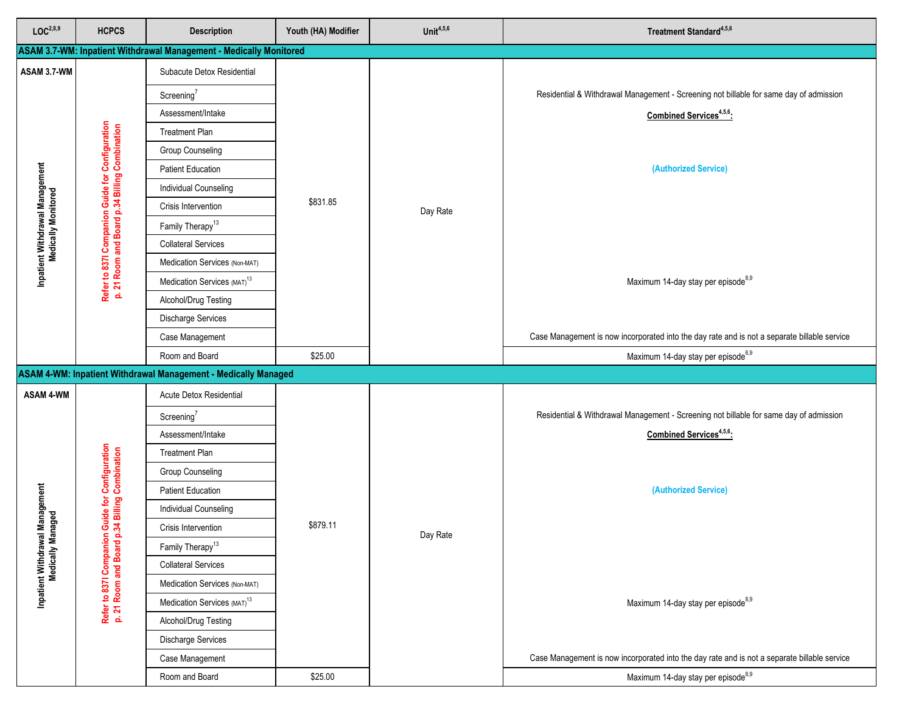| LOC[2,8,9] | HCPCS | Description | Youth (HA) Modifier | Unit[4,5,6] | Treatment Standard[4,5,6] |
|---|---|---|---|---|---|
| **ASAM 3.7-WM: Inpatient Withdrawal Management - Medically Monitored** | | | | | |
| **ASAM 3.7-WM** Inpatient Withdrawal Management Medically Monitored | Refer to 837I Companion Guide for Configuration p. 21 Room and Board p.34 Billing Combination | Subacute Detox Residential | $831.85 | Day Rate | Residential & Withdrawal Management - Screening not billable for same day of admission |
| | | Screening[7] | | | **Combined Services[4,5,6]:** |
| | | Assessment/Intake | | | (Authorized Service) |
| | | Treatment Plan | | | |
| | | Group Counseling | | | |
| | | Patient Education | | | |
| | | Individual Counseling | | | |
| | | Crisis Intervention | | | |
| | | Family Therapy[13] | | | |
| | | Collateral Services | | | |
| | | Medication Services (Non-MAT) | | | |
| | | Medication Services (MAT)[13] | | | Maximum 14-day stay per episode[8,9] |
| | | Alcohol/Drug Testing | | | |
| | | Discharge Services | | | |
| | | Case Management | | | Case Management is now incorporated into the day rate and is not a separate billable service |
| | | Room and Board | $25.00 | | Maximum 14-day stay per episode[8,9] |
| **ASAM 4-WM: Inpatient Withdrawal Management - Medically Managed** | | | | | |
| **ASAM 4-WM** Inpatient Withdrawal Management Medically Managed | Refer to 837I Companion Guide for Configuration p. 21 Room and Board p.34 Billing Combination | Acute Detox Residential | $879.11 | Day Rate | Residential & Withdrawal Management - Screening not billable for same day of admission |
| | | Screening[7] | | | **Combined Services[4,5,6]:** |
| | | Assessment/Intake | | | (Authorized Service) |
| | | Treatment Plan | | | |
| | | Group Counseling | | | |
| | | Patient Education | | | |
| | | Individual Counseling | | | |
| | | Crisis Intervention | | | |
| | | Family Therapy[13] | | | |
| | | Collateral Services | | | |
| | | Medication Services (Non-MAT) | | | |
| | | Medication Services (MAT)[13] | | | Maximum 14-day stay per episode[8,9] |
| | | Alcohol/Drug Testing | | | |
| | | Discharge Services | | | |
| | | Case Management | | | Case Management is now incorporated into the day rate and is not a separate billable service |
| | | Room and Board | $25.00 | | Maximum 14-day stay per episode[8,9] |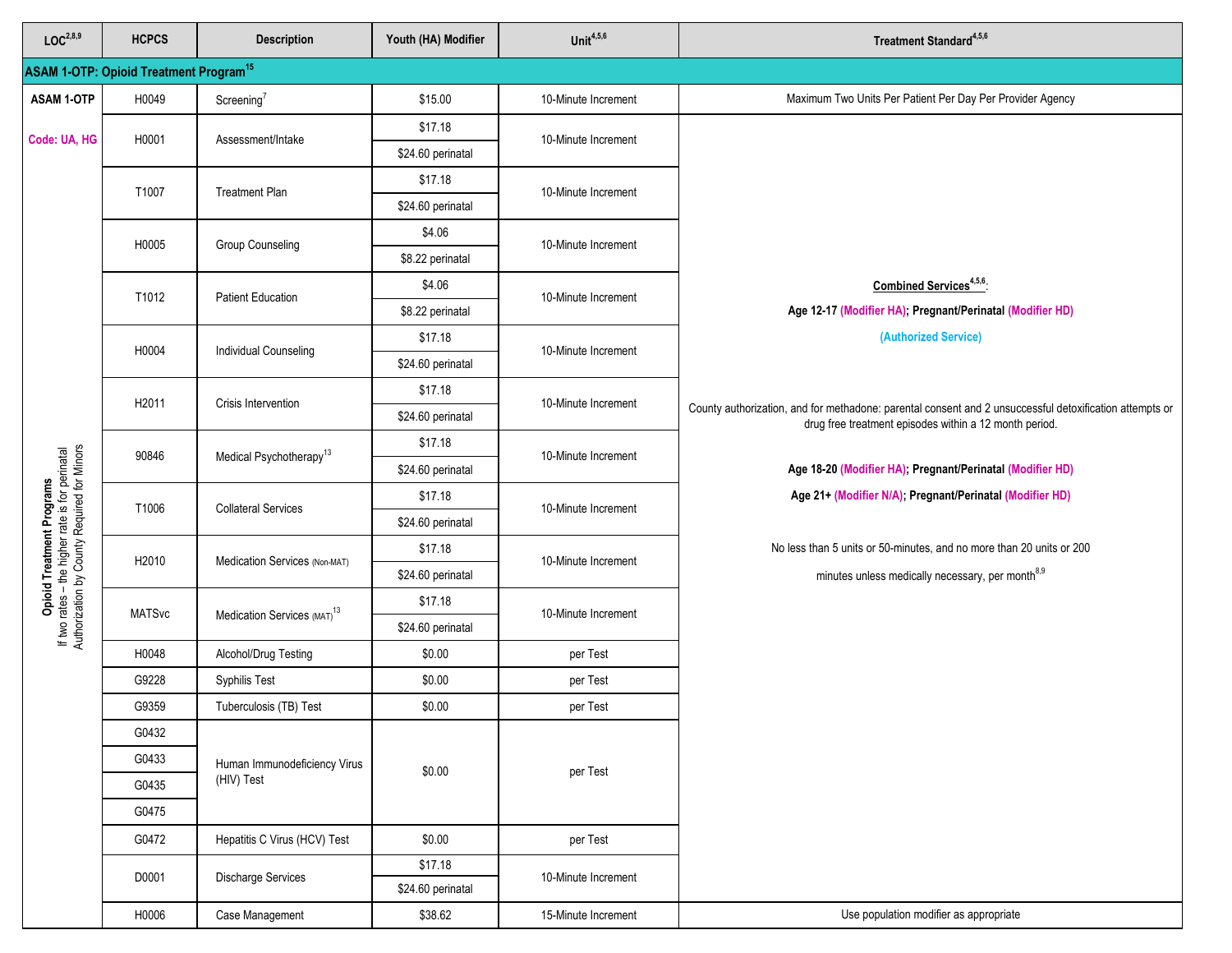| LOC[2,8,9] | HCPCS | Description | Youth (HA) Modifier | Unit[4,5,6] | Treatment Standard[4,5,6] |
|---|---|---|---|---|---|
| **ASAM 1-OTP: Opioid Treatment Program[15]** | | | | | |
| **ASAM 1-OTP** | H0049 | Screening[7] | $15.00 | 10-Minute Increment | Maximum Two Units Per Patient Per Day Per Provider Agency |
| Code: UA, HG | H0001 | Assessment/Intake | $17.18<br>$24.60 perinatal | 10-Minute Increment | **Combined Services[4,5,6]:**<br>**Age 12-17 (Modifier HA); Pregnant/Perinatal (Modifier HD)**<br>**(Authorized Service)**<br>County authorization, and for methadone: parental consent and 2 unsuccessful detoxification attempts or drug free treatment episodes within a 12 month period.<br>**Age 18-20 (Modifier HA); Pregnant/Perinatal (Modifier HD)**<br>**Age 21+ (Modifier N/A); Pregnant/Perinatal (Modifier HD)**<br>No less than 5 units or 50-minutes, and no more than 20 units or 200 minutes unless medically necessary, per month[8,9] |
| **Opioid Treatment Programs**<br>If two rates – the higher rate is for perinatal<br>Authorization by County Required for Minors | T1007 | Treatment Plan | $17.18<br>$24.60 perinatal | 10-Minute Increment | |
| | H0005 | Group Counseling | $4.06<br>$8.22 perinatal | 10-Minute Increment | |
| | T1012 | Patient Education | $4.06<br>$8.22 perinatal | 10-Minute Increment | |
| | H0004 | Individual Counseling | $17.18<br>$24.60 perinatal | 10-Minute Increment | |
| | H2011 | Crisis Intervention | $17.18<br>$24.60 perinatal | 10-Minute Increment | |
| | 90846 | Medical Psychotherapy[13] | $17.18<br>$24.60 perinatal | 10-Minute Increment | |
| | T1006 | Collateral Services | $17.18<br>$24.60 perinatal | 10-Minute Increment | |
| | H2010 | Medication Services (Non-MAT) | $17.18<br>$24.60 perinatal | 10-Minute Increment | |
| | MATSvc | Medication Services (MAT)[13] | $17.18<br>$24.60 perinatal | 10-Minute Increment | |
| | H0048 | Alcohol/Drug Testing | $0.00 | per Test | |
| | G9228 | Syphilis Test | $0.00 | per Test | |
| | G9359 | Tuberculosis (TB) Test | $0.00 | per Test | |
| | G0432<br>G0433<br>G0435<br>G0475 | Human Immunodeficiency Virus (HIV) Test | $0.00 | per Test | |
| | G0472 | Hepatitis C Virus (HCV) Test | $0.00 | per Test | |
| | D0001 | Discharge Services | $17.18<br>$24.60 perinatal | 10-Minute Increment | |
| | H0006 | Case Management | $38.62 | 15-Minute Increment | Use population modifier as appropriate |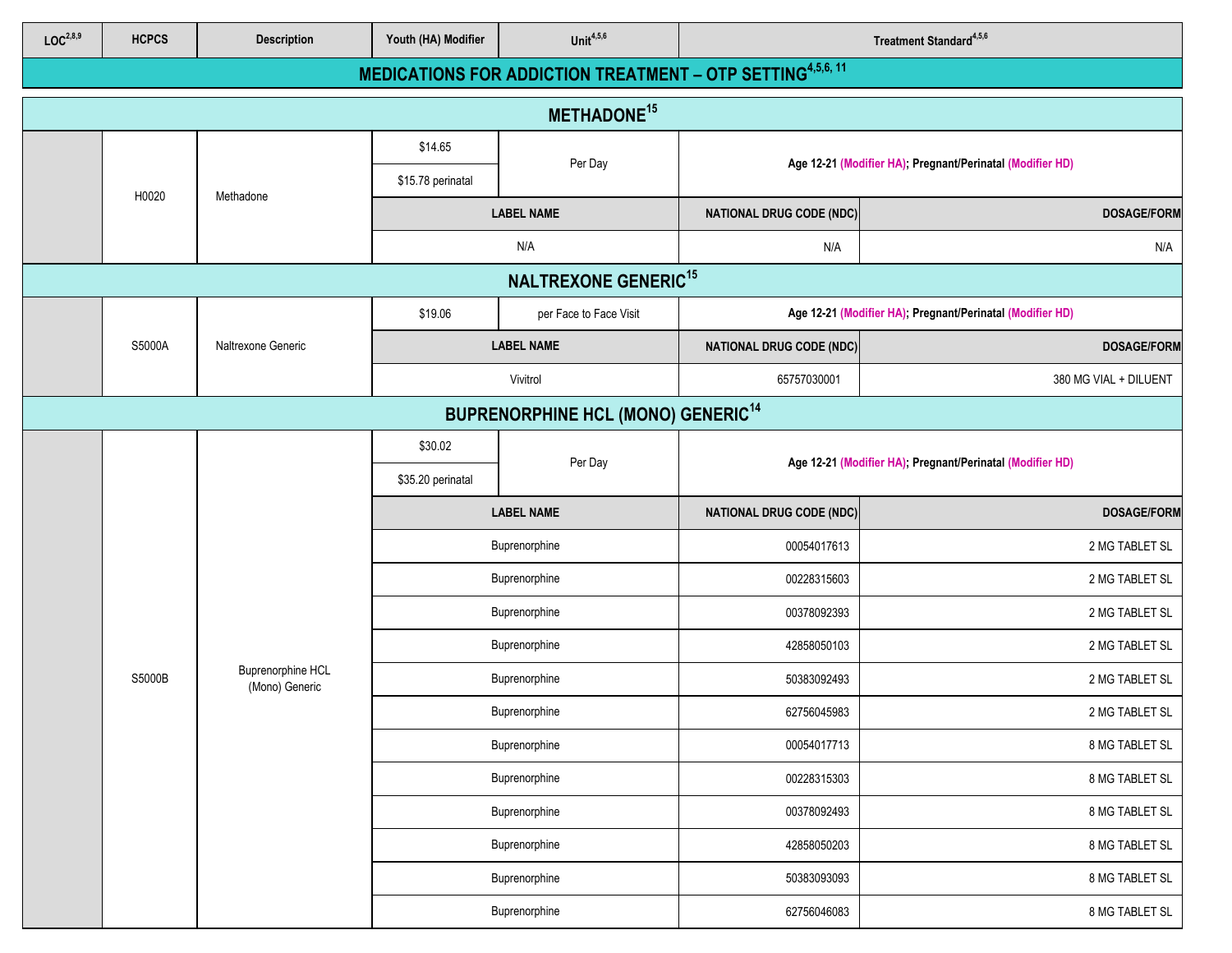| LOC[2,8,9] | HCPCS | Description | Youth (HA) Modifier | Unit[4,5,6] | Treatment Standard[4,5,6] | |
|---|---|---|---|---|---|---|
| **MEDICATIONS FOR ADDICTION TREATMENT – OTP SETTING[4,5,6, 11]** | | | | | | |
| **METHADONE[15]** | | | | | | |
| | H0020 | Methadone | $14.65<br>$15.78 perinatal | Per Day | **Age 12-21** (Modifier HA); **Pregnant/Perinatal** (Modifier HD) | |
| | | | **LABEL NAME** | | **NATIONAL DRUG CODE (NDC)** | **DOSAGE/FORM** |
| | | | N/A | | N/A | N/A |
| **NALTREXONE GENERIC[15]** | | | | | | |
| | S5000A | Naltrexone Generic | $19.06 | per Face to Face Visit | **Age 12-21** (Modifier HA); **Pregnant/Perinatal** (Modifier HD) | |
| | | | **LABEL NAME** | | **NATIONAL DRUG CODE (NDC)** | **DOSAGE/FORM** |
| | | | Vivitrol | | 65757030001 | 380 MG VIAL + DILUENT |
| **BUPRENORPHINE HCL (MONO) GENERIC[14]** | | | | | | |
| | S5000B | Buprenorphine HCL (Mono) Generic | $30.02<br>$35.20 perinatal | Per Day | **Age 12-21** (Modifier HA); **Pregnant/Perinatal** (Modifier HD) | |
| | | | **LABEL NAME** | | **NATIONAL DRUG CODE (NDC)** | **DOSAGE/FORM** |
| | | | Buprenorphine | | 00054017613 | 2 MG TABLET SL |
| | | | Buprenorphine | | 00228315603 | 2 MG TABLET SL |
| | | | Buprenorphine | | 00378092393 | 2 MG TABLET SL |
| | | | Buprenorphine | | 42858050103 | 2 MG TABLET SL |
| | | | Buprenorphine | | 50383092493 | 2 MG TABLET SL |
| | | | Buprenorphine | | 62756045983 | 2 MG TABLET SL |
| | | | Buprenorphine | | 00054017713 | 8 MG TABLET SL |
| | | | Buprenorphine | | 00228315303 | 8 MG TABLET SL |
| | | | Buprenorphine | | 00378092493 | 8 MG TABLET SL |
| | | | Buprenorphine | | 42858050203 | 8 MG TABLET SL |
| | | | Buprenorphine | | 50383093093 | 8 MG TABLET SL |
| | | | Buprenorphine | | 62756046083 | 8 MG TABLET SL |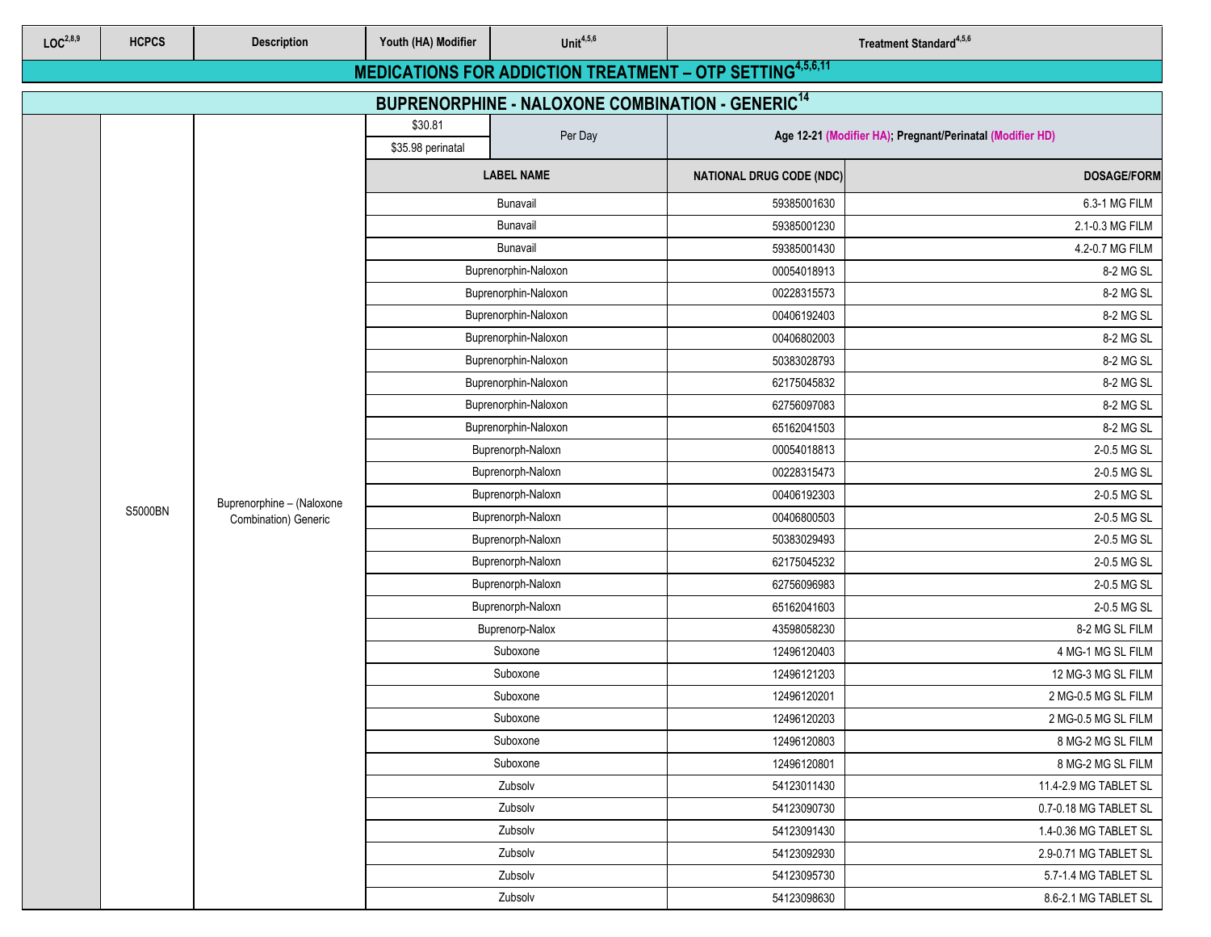| LOC[2,8,9] | HCPCS | Description | Youth (HA) Modifier | Unit[4,5,6] | Treatment Standard[4,5,6] | |
|---|---|---|---|---|---|---|
| **MEDICATIONS FOR ADDICTION TREATMENT – OTP SETTING[4,5,6,11]** | | | | | | |
| **BUPRENORPHINE - NALOXONE COMBINATION - GENERIC[14]** | | | | | | |
| | S5000BN | Buprenorphine – (Naloxone Combination) Generic | $30.81<br>$35.98 perinatal | Per Day | **Age 12-21 (Modifier HA); Pregnant/Perinatal (Modifier HD)** | |
| | | | **LABEL NAME** | | **NATIONAL DRUG CODE (NDC)** | **DOSAGE/FORM** |
| | | | Bunavail | | 59385001630 | 6.3-1 MG FILM |
| | | | Bunavail | | 59385001230 | 2.1-0.3 MG FILM |
| | | | Bunavail | | 59385001430 | 4.2-0.7 MG FILM |
| | | | Buprenorphin-Naloxon | | 00054018913 | 8-2 MG SL |
| | | | Buprenorphin-Naloxon | | 00228315573 | 8-2 MG SL |
| | | | Buprenorphin-Naloxon | | 00406192403 | 8-2 MG SL |
| | | | Buprenorphin-Naloxon | | 00406802003 | 8-2 MG SL |
| | | | Buprenorphin-Naloxon | | 50383028793 | 8-2 MG SL |
| | | | Buprenorphin-Naloxon | | 62175045832 | 8-2 MG SL |
| | | | Buprenorphin-Naloxon | | 62756097083 | 8-2 MG SL |
| | | | Buprenorphin-Naloxon | | 65162041503 | 8-2 MG SL |
| | | | Buprenorph-Naloxn | | 00054018813 | 2-0.5 MG SL |
| | | | Buprenorph-Naloxn | | 00228315473 | 2-0.5 MG SL |
| | | | Buprenorph-Naloxn | | 00406192303 | 2-0.5 MG SL |
| | | | Buprenorph-Naloxn | | 00406800503 | 2-0.5 MG SL |
| | | | Buprenorph-Naloxn | | 50383029493 | 2-0.5 MG SL |
| | | | Buprenorph-Naloxn | | 62175045232 | 2-0.5 MG SL |
| | | | Buprenorph-Naloxn | | 62756096983 | 2-0.5 MG SL |
| | | | Buprenorph-Naloxn | | 65162041603 | 2-0.5 MG SL |
| | | | Buprenorp-Nalox | | 43598058230 | 8-2 MG SL FILM |
| | | | Suboxone | | 12496120403 | 4 MG-1 MG SL FILM |
| | | | Suboxone | | 12496121203 | 12 MG-3 MG SL FILM |
| | | | Suboxone | | 12496120201 | 2 MG-0.5 MG SL FILM |
| | | | Suboxone | | 12496120203 | 2 MG-0.5 MG SL FILM |
| | | | Suboxone | | 12496120803 | 8 MG-2 MG SL FILM |
| | | | Suboxone | | 12496120801 | 8 MG-2 MG SL FILM |
| | | | Zubsolv | | 54123011430 | 11.4-2.9 MG TABLET SL |
| | | | Zubsolv | | 54123090730 | 0.7-0.18 MG TABLET SL |
| | | | Zubsolv | | 54123091430 | 1.4-0.36 MG TABLET SL |
| | | | Zubsolv | | 54123092930 | 2.9-0.71 MG TABLET SL |
| | | | Zubsolv | | 54123095730 | 5.7-1.4 MG TABLET SL |
| | | | Zubsolv | | 54123098630 | 8.6-2.1 MG TABLET SL |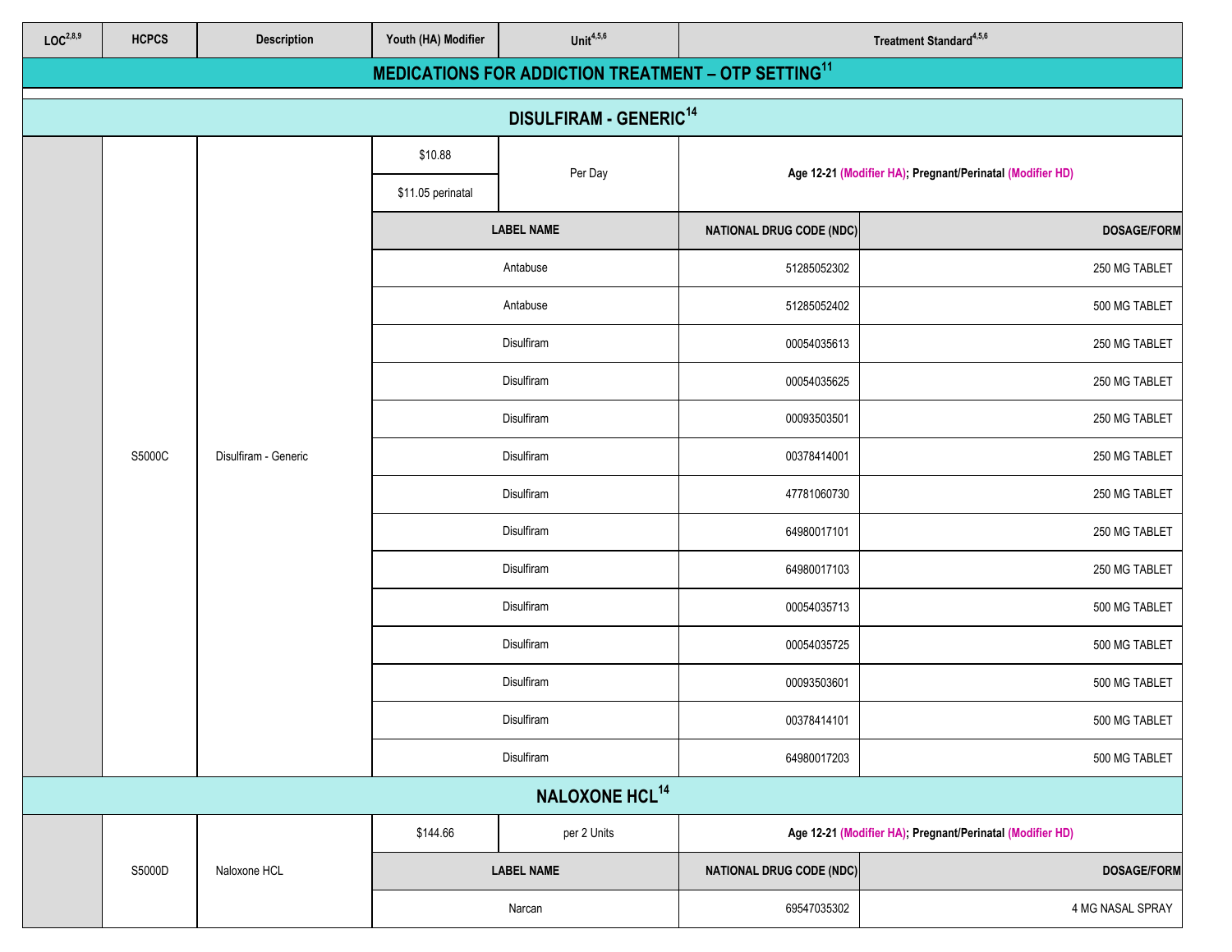| LOC[2,8,9] | HCPCS | Description | Youth (HA) Modifier | Unit[4,5,6] | Treatment Standard[4,5,6] |
|---|---|---|---|---|---|
| **MEDICATIONS FOR ADDICTION TREATMENT – OTP SETTING[11]** | | | | | |
| **DISULFIRAM - GENERIC[14]** | | | | | |
| | S5000C | Disulfiram - Generic | $10.88<br>$11.05 perinatal | Per Day | **Age 12-21 (Modifier HA); Pregnant/Perinatal (Modifier HD)** |
| | | | **LABEL NAME** | **NATIONAL DRUG CODE (NDC)** | **DOSAGE/FORM** |
| | | | Antabuse | 51285052302 | 250 MG TABLET |
| | | | Antabuse | 51285052402 | 500 MG TABLET |
| | | | Disulfiram | 00054035613 | 250 MG TABLET |
| | | | Disulfiram | 00054035625 | 250 MG TABLET |
| | | | Disulfiram | 00093503501 | 250 MG TABLET |
| | | | Disulfiram | 00378414001 | 250 MG TABLET |
| | | | Disulfiram | 47781060730 | 250 MG TABLET |
| | | | Disulfiram | 64980017101 | 250 MG TABLET |
| | | | Disulfiram | 64980017103 | 250 MG TABLET |
| | | | Disulfiram | 00054035713 | 500 MG TABLET |
| | | | Disulfiram | 00054035725 | 500 MG TABLET |
| | | | Disulfiram | 00093503601 | 500 MG TABLET |
| | | | Disulfiram | 00378414101 | 500 MG TABLET |
| | | | Disulfiram | 64980017203 | 500 MG TABLET |
| **NALOXONE HCL[14]** | | | | | |
| | S5000D | Naloxone HCL | $144.66 | per 2 Units | **Age 12-21 (Modifier HA); Pregnant/Perinatal (Modifier HD)** |
| | | | **LABEL NAME** | **NATIONAL DRUG CODE (NDC)** | **DOSAGE/FORM** |
| | | | Narcan | 69547035302 | 4 MG NASAL SPRAY |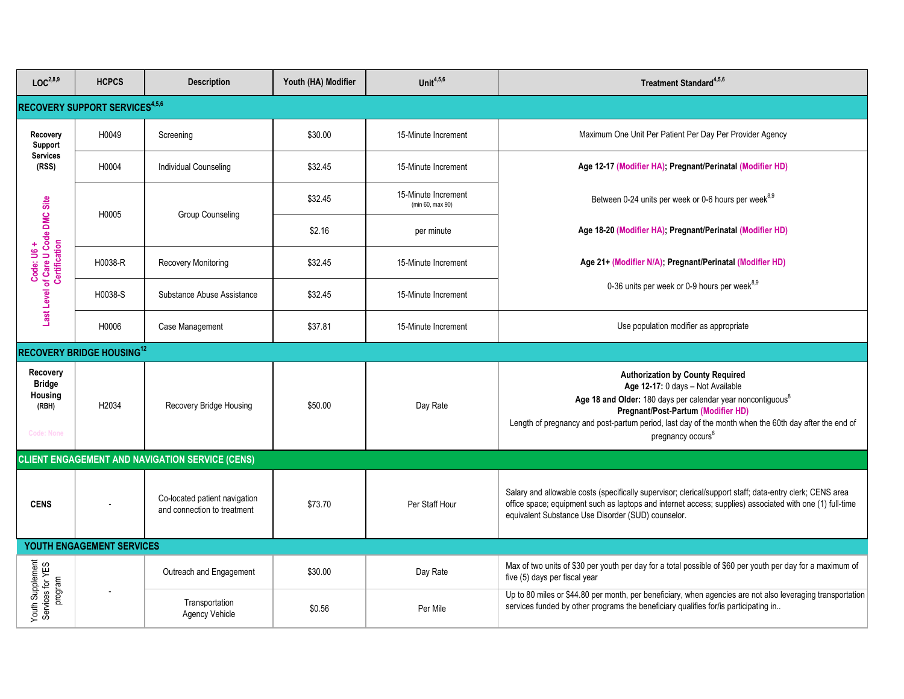| LOC[2,8,9] | HCPCS | Description | Youth (HA) Modifier | Unit[4,5,6] | Treatment Standard[4,5,6] |
|---|---|---|---|---|---|
| **RECOVERY SUPPORT SERVICES[4,5,6]** | | | | | |
| **Recovery Support Services (RSS)** Code: U6 + Last Level of Care U Code DMC Site Certification | H0049 | Screening | $30.00 | 15-Minute Increment | Maximum One Unit Per Patient Per Day Per Provider Agency |
| | H0004 | Individual Counseling | $32.45 | 15-Minute Increment | **Age 12-17 (Modifier HA); Pregnant/Perinatal (Modifier HD)** Between 0-24 units per week or 0-6 hours per week[8,9] **Age 18-20 (Modifier HA); Pregnant/Perinatal (Modifier HD)** **Age 21+ (Modifier N/A); Pregnant/Perinatal (Modifier HD)** 0-36 units per week or 0-9 hours per week[8,9] |
| | H0005 | Group Counseling | $32.45 | 15-Minute Increment (min 60, max 90) | |
| | | | $2.16 | per minute | |
| | H0038-R | Recovery Monitoring | $32.45 | 15-Minute Increment | |
| | H0038-S | Substance Abuse Assistance | $32.45 | 15-Minute Increment | |
| | H0006 | Case Management | $37.81 | 15-Minute Increment | Use population modifier as appropriate |
| **RECOVERY BRIDGE HOUSING[12]** | | | | | |
| **Recovery Bridge Housing (RBH)** Code: None | H2034 | Recovery Bridge Housing | $50.00 | Day Rate | **Authorization by County Required** **Age 12-17:** 0 days – Not Available **Age 18 and Older:** 180 days per calendar year noncontiguous[8] **Pregnant/Post-Partum (Modifier HD)** Length of pregnancy and post-partum period, last day of the month when the 60th day after the end of pregnancy occurs[8] |
| **CLIENT ENGAGEMENT AND NAVIGATION SERVICE (CENS)** | | | | | |
| **CENS** | - | Co-located patient navigation and connection to treatment | $73.70 | Per Staff Hour | Salary and allowable costs (specifically supervisor; clerical/support staff; data-entry clerk; CENS area office space; equipment such as laptops and internet access; supplies) associated with one (1) full-time equivalent Substance Use Disorder (SUD) counselor. |
| **YOUTH ENGAGEMENT SERVICES** | | | | | |
| Youth Supplement Services for YES program | - | Outreach and Engagement | $30.00 | Day Rate | Max of two units of $30 per youth per day for a total possible of $60 per youth per day for a maximum of five (5) days per fiscal year |
| | | Transportation Agency Vehicle | $0.56 | Per Mile | Up to 80 miles or $44.80 per month, per beneficiary, when agencies are not also leveraging transportation services funded by other programs the beneficiary qualifies for/is participating in.. |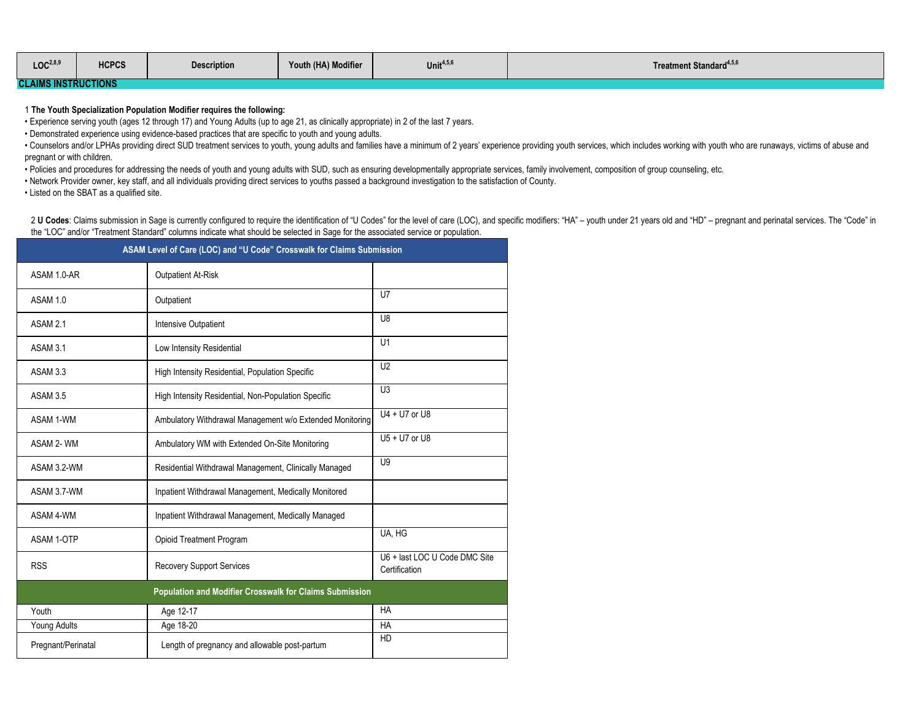| LOC[2,8,9] | HCPCS | Description | Youth (HA) Modifier | Unit[4,5,6] | Treatment Standard[4,5,6] |
|---|---|---|---|---|---|

**CLAIMS INSTRUCTIONS**

1 **The Youth Specialization Population Modifier requires the following:**

- Experience serving youth (ages 12 through 17) and Young Adults (up to age 21, as clinically appropriate) in 2 of the last 7 years.
- Demonstrated experience using evidence-based practices that are specific to youth and young adults.
- Counselors and/or LPHAs providing direct SUD treatment services to youth, young adults and families have a minimum of 2 years' experience providing youth services, which includes working with youth who are runaways, victims of abuse and pregnant or with children.
- Policies and procedures for addressing the needs of youth and young adults with SUD, such as ensuring developmentally appropriate services, family involvement, composition of group counseling, etc.
- Network Provider owner, key staff, and all individuals providing direct services to youths passed a background investigation to the satisfaction of County.
- Listed on the SBAT as a qualified site.

2 **U Codes**: Claims submission in Sage is currently configured to require the identification of "U Codes" for the level of care (LOC), and specific modifiers: "HA" – youth under 21 years old and "HD" – pregnant and perinatal services. The "Code" in the "LOC" and/or "Treatment Standard" columns indicate what should be selected in Sage for the associated service or population.

| ASAM Level of Care (LOC) and "U Code" Crosswalk for Claims Submission | | |
|---|---|---|
| ASAM 1.0-AR | Outpatient At-Risk | |
| ASAM 1.0 | Outpatient | U7 |
| ASAM 2.1 | Intensive Outpatient | U8 |
| ASAM 3.1 | Low Intensity Residential | U1 |
| ASAM 3.3 | High Intensity Residential, Population Specific | U2 |
| ASAM 3.5 | High Intensity Residential, Non-Population Specific | U3 |
| ASAM 1-WM | Ambulatory Withdrawal Management w/o Extended Monitoring | U4 + U7 or U8 |
| ASAM 2- WM | Ambulatory WM with Extended On-Site Monitoring | U5 + U7 or U8 |
| ASAM 3.2-WM | Residential Withdrawal Management, Clinically Managed | U9 |
| ASAM 3.7-WM | Inpatient Withdrawal Management, Medically Monitored | |
| ASAM 4-WM | Inpatient Withdrawal Management, Medically Managed | |
| ASAM 1-OTP | Opioid Treatment Program | UA, HG |
| RSS | Recovery Support Services | U6 + last LOC U Code DMC Site Certification |
| **Population and Modifier Crosswalk for Claims Submission** | | |
| Youth | Age 12-17 | HA |
| Young Adults | Age 18-20 | HA |
| Pregnant/Perinatal | Length of pregnancy and allowable post-partum | HD |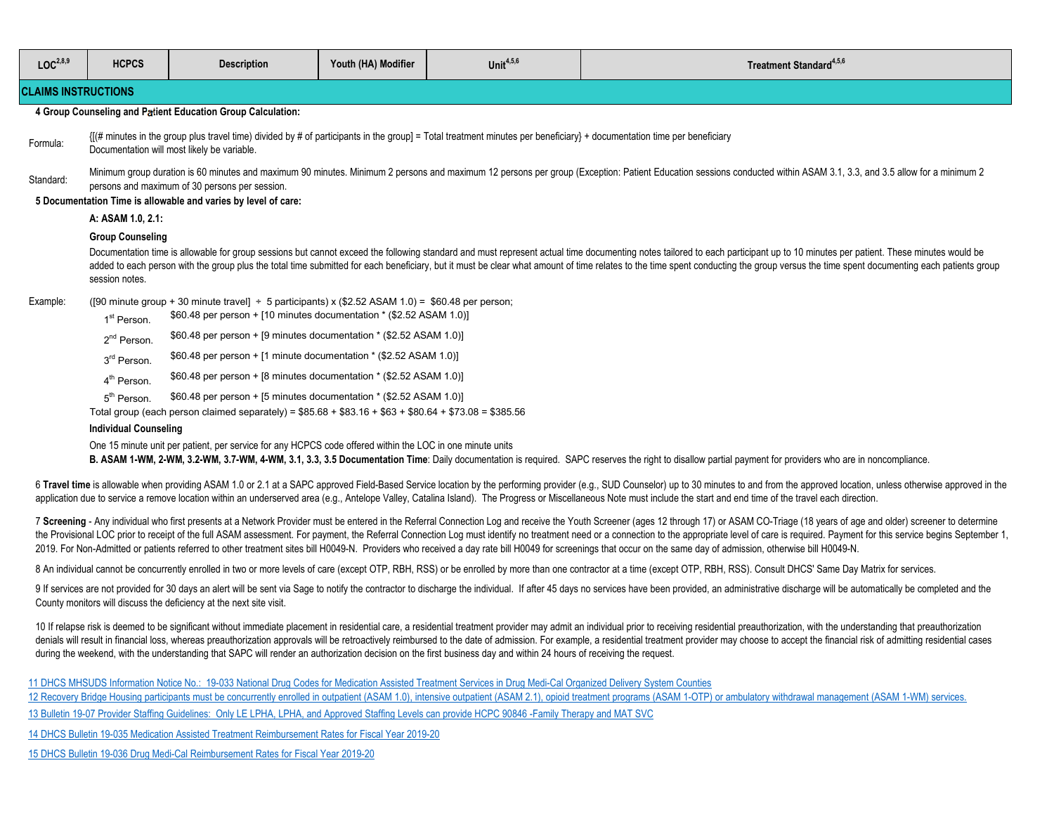| LOC[2,8,9] | HCPCS | Description | Youth (HA) Modifier | Unit[4,5,6] | Treatment Standard[4,5,6] |
|---|---|---|---|---|---|

## CLAIMS INSTRUCTIONS

**4 Group Counseling and Patient Education Group Calculation:**

Formula: {[(# minutes in the group plus travel time) divided by # of participants in the group] = Total treatment minutes per beneficiary} + documentation time per beneficiary
Documentation will most likely be variable.

Standard: Minimum group duration is 60 minutes and maximum 90 minutes. Minimum 2 persons and maximum 12 persons per group (Exception: Patient Education sessions conducted within ASAM 3.1, 3.3, and 3.5 allow for a minimum 2 persons and maximum of 30 persons per session.

**5 Documentation Time is allowable and varies by level of care:**

**A: ASAM 1.0, 2.1:**

**Group Counseling**

Documentation time is allowable for group sessions but cannot exceed the following standard and must represent actual time documenting notes tailored to each participant up to 10 minutes per patient. These minutes would be added to each person with the group plus the total time submitted for each beneficiary, but it must be clear what amount of time relates to the time spent conducting the group versus the time spent documenting each patients group session notes.

Example: ([90 minute group + 30 minute travel] ÷ 5 participants) x ($2.52 ASAM 1.0) = $60.48 per person;

1st Person. $60.48 per person + [10 minutes documentation * ($2.52 ASAM 1.0)]

2nd Person. $60.48 per person + [9 minutes documentation * ($2.52 ASAM 1.0)]

3rd Person. $60.48 per person + [1 minute documentation * ($2.52 ASAM 1.0)]

4th Person. $60.48 per person + [8 minutes documentation * ($2.52 ASAM 1.0)]

5th Person. $60.48 per person + [5 minutes documentation * ($2.52 ASAM 1.0)]

Total group (each person claimed separately) = $85.68 + $83.16 + $63 + $80.64 + $73.08 = $385.56

**Individual Counseling**

One 15 minute unit per patient, per service for any HCPCS code offered within the LOC in one minute units

**B. ASAM 1-WM, 2-WM, 3.2-WM, 3.7-WM, 4-WM, 3.1, 3.3, 3.5 Documentation Time**: Daily documentation is required. SAPC reserves the right to disallow partial payment for providers who are in noncompliance.

6 **Travel time** is allowable when providing ASAM 1.0 or 2.1 at a SAPC approved Field-Based Service location by the performing provider (e.g., SUD Counselor) up to 30 minutes to and from the approved location, unless otherwise approved in the application due to service a remove location within an underserved area (e.g., Antelope Valley, Catalina Island). The Progress or Miscellaneous Note must include the start and end time of the travel each direction.

7 **Screening** - Any individual who first presents at a Network Provider must be entered in the Referral Connection Log and receive the Youth Screener (ages 12 through 17) or ASAM CO-Triage (18 years of age and older) screener to determine the Provisional LOC prior to receipt of the full ASAM assessment. For payment, the Referral Connection Log must identify no treatment need or a connection to the appropriate level of care is required. Payment for this service begins September 1, 2019. For Non-Admitted or patients referred to other treatment sites bill H0049-N. Providers who received a day rate bill H0049 for screenings that occur on the same day of admission, otherwise bill H0049-N.

8 An individual cannot be concurrently enrolled in two or more levels of care (except OTP, RBH, RSS) or be enrolled by more than one contractor at a time (except OTP, RBH, RSS). Consult DHCS' Same Day Matrix for services.

9 If services are not provided for 30 days an alert will be sent via Sage to notify the contractor to discharge the individual. If after 45 days no services have been provided, an administrative discharge will be automatically be completed and the County monitors will discuss the deficiency at the next site visit.

10 If relapse risk is deemed to be significant without immediate placement in residential care, a residential treatment provider may admit an individual prior to receiving residential preauthorization, with the understanding that preauthorization denials will result in financial loss, whereas preauthorization approvals will be retroactively reimbursed to the date of admission. For example, a residential treatment provider may choose to accept the financial risk of admitting residential cases during the weekend, with the understanding that SAPC will render an authorization decision on the first business day and within 24 hours of receiving the request.

11 DHCS MHSUDS Information Notice No.: 19-033 National Drug Codes for Medication Assisted Treatment Services in Drug Medi-Cal Organized Delivery System Counties

12 Recovery Bridge Housing participants must be concurrently enrolled in outpatient (ASAM 1.0), intensive outpatient (ASAM 2.1), opioid treatment programs (ASAM 1-OTP) or ambulatory withdrawal management (ASAM 1-WM) services.

13 Bulletin 19-07 Provider Staffing Guidelines: Only LE LPHA, LPHA, and Approved Staffing Levels can provide HCPC 90846 -Family Therapy and MAT SVC

14 DHCS Bulletin 19-035 Medication Assisted Treatment Reimbursement Rates for Fiscal Year 2019-20

15 DHCS Bulletin 19-036 Drug Medi-Cal Reimbursement Rates for Fiscal Year 2019-20